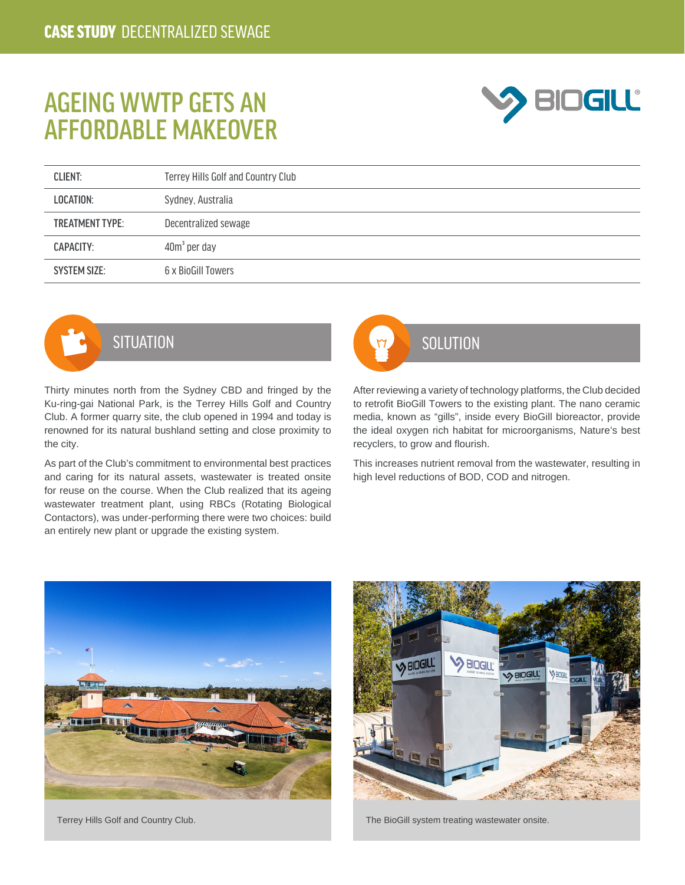CASE STUDY DECENTRALIZED SEWAGE

# AGEING WWTP GETS AN AFFORDABLE MAKEOVER

| CLIENT: | Terrey Hills Golf and Country Club |
|---|---|
| LOCATION: | Sydney, Australia |
| TREATMENT TYPE: | Decentralized sewage |
| CAPACITY: | 40m$^3$ per day |
| SYSTEM SIZE: | 6 x BioGill Towers |

## SITUATION

Thirty minutes north from the Sydney CBD and fringed by the Ku-ring-gai National Park, is the Terrey Hills Golf and Country Club. A former quarry site, the club opened in 1994 and today is renowned for its natural bushland setting and close proximity to the city.

As part of the Club's commitment to environmental best practices and caring for its natural assets, wastewater is treated onsite for reuse on the course. When the Club realized that its ageing wastewater treatment plant, using RBCs (Rotating Biological Contactors), was under-performing there were two choices: build an entirely new plant or upgrade the existing system.

## SOLUTION

After reviewing a variety of technology platforms, the Club decided to retrofit BioGill Towers to the existing plant. The nano ceramic media, known as "gills", inside every BioGill bioreactor, provide the ideal oxygen rich habitat for microorganisms, Nature's best recyclers, to grow and flourish.

This increases nutrient removal from the wastewater, resulting in high level reductions of BOD, COD and nitrogen.

Terrey Hills Golf and Country Club.

The BioGill system treating wastewater onsite.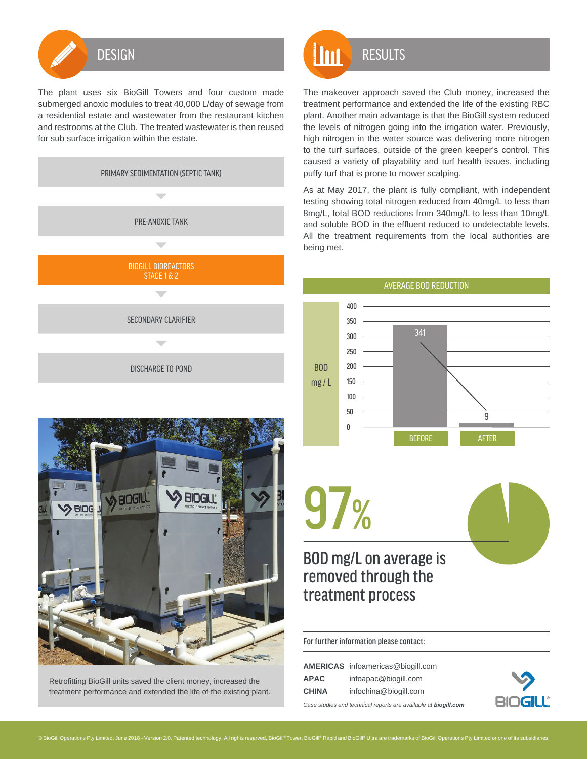## DESIGN

The plant uses six BioGill Towers and four custom made submerged anoxic modules to treat 40,000 L/day of sewage from a residential estate and wastewater from the restaurant kitchen and restrooms at the Club. The treated wastewater is then reused for sub surface irrigation within the estate.

PRIMARY SEDIMENTATION (SEPTIC TANK)

PRE-ANOXIC TANK

BIOGILL BIOREACTORS STAGE 1 & 2

SECONDARY CLARIFIER

DISCHARGE TO POND

Retrofitting BioGill units saved the client money, increased the treatment performance and extended the life of the existing plant.

## RESULTS

The makeover approach saved the Club money, increased the treatment performance and extended the life of the existing RBC plant. Another main advantage is that the BioGill system reduced the levels of nitrogen going into the irrigation water. Previously, high nitrogen in the water source was delivering more nitrogen to the turf surfaces, outside of the green keeper's control. This caused a variety of playability and turf health issues, including puffy turf that is prone to mower scalping.

As at May 2017, the plant is fully compliant, with independent testing showing total nitrogen reduced from 40mg/L to less than 8mg/L, total BOD reductions from 340mg/L to less than 10mg/L and soluble BOD in the effluent reduced to undetectable levels. All the treatment requirements from the local authorities are being met.

AVERAGE BOD REDUCTION

BOD mg / L

400
350
300
250
200
150
100
50
0

341
9

BEFORE
AFTER

# 97%

BOD mg/L on average is removed through the treatment process

For further information please contact:

**AMERICAS** infoamericas@biogill.com
**APAC** infoapac@biogill.com
**CHINA** infochina@biogill.com

*Case studies and technical reports are available at **biogill.com***

© BioGill Operations Pty Limited. June 2018 - Version 2.0. Patented technology. All rights reserved. BioGill® Tower, BioGill® Rapid and BioGill® Ultra are trademarks of BioGill Operations Pty Limited or one of its subsidiaries.